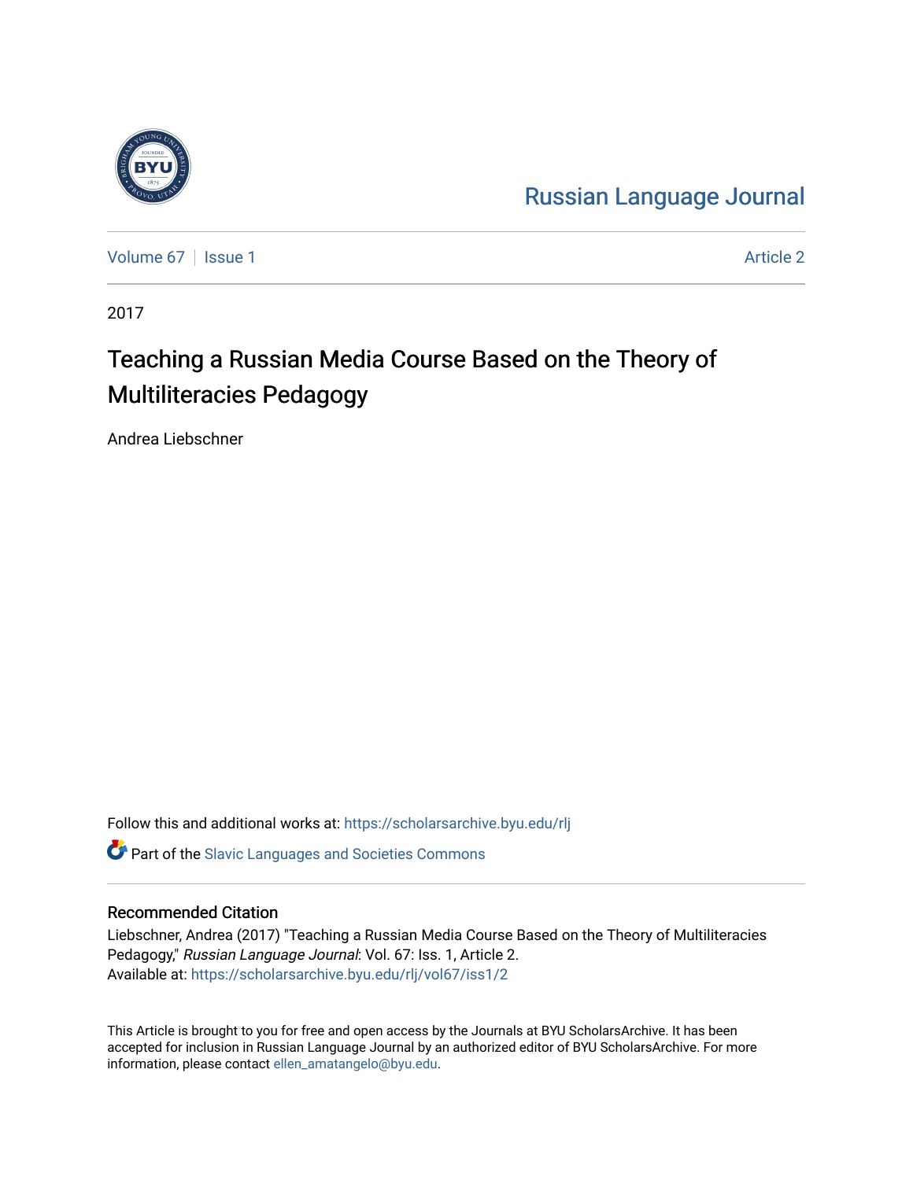Russian Language Journal

Volume 67 | Issue 1 | Article 2

2017

# Teaching a Russian Media Course Based on the Theory of Multiliteracies Pedagogy

Andrea Liebschner

Follow this and additional works at: https://scholarsarchive.byu.edu/rlj

Part of the Slavic Languages and Societies Commons

## Recommended Citation

Liebschner, Andrea (2017) "Teaching a Russian Media Course Based on the Theory of Multiliteracies Pedagogy," *Russian Language Journal*: Vol. 67: Iss. 1, Article 2.
Available at: https://scholarsarchive.byu.edu/rlj/vol67/iss1/2

This Article is brought to you for free and open access by the Journals at BYU ScholarsArchive. It has been accepted for inclusion in Russian Language Journal by an authorized editor of BYU ScholarsArchive. For more information, please contact ellen_amatangelo@byu.edu.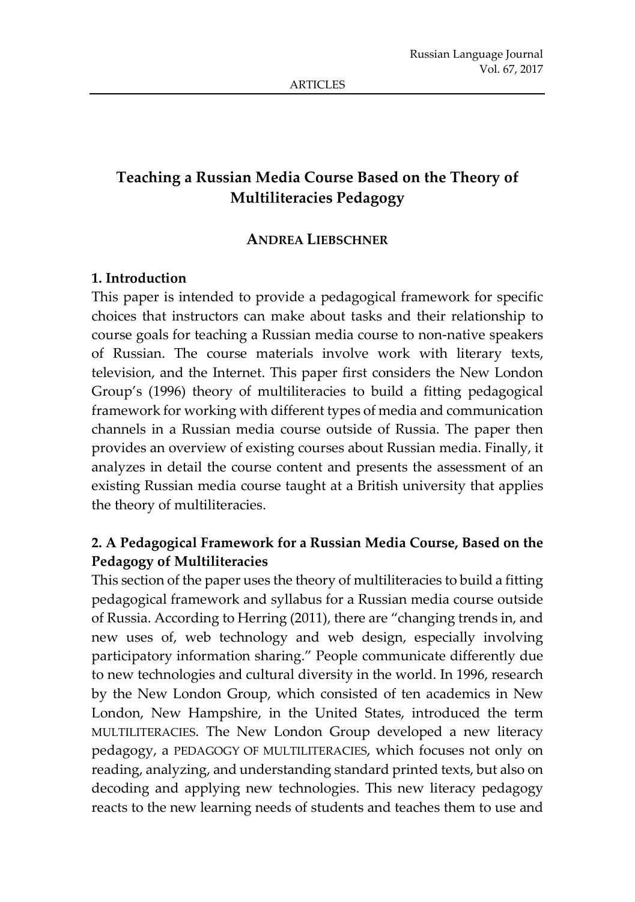# Teaching a Russian Media Course Based on the Theory of Multiliteracies Pedagogy

**ANDREA LIEBSCHNER**

## 1. Introduction

This paper is intended to provide a pedagogical framework for specific choices that instructors can make about tasks and their relationship to course goals for teaching a Russian media course to non-native speakers of Russian. The course materials involve work with literary texts, television, and the Internet. This paper first considers the New London Group's (1996) theory of multiliteracies to build a fitting pedagogical framework for working with different types of media and communication channels in a Russian media course outside of Russia. The paper then provides an overview of existing courses about Russian media. Finally, it analyzes in detail the course content and presents the assessment of an existing Russian media course taught at a British university that applies the theory of multiliteracies.

## 2. A Pedagogical Framework for a Russian Media Course, Based on the Pedagogy of Multiliteracies

This section of the paper uses the theory of multiliteracies to build a fitting pedagogical framework and syllabus for a Russian media course outside of Russia. According to Herring (2011), there are "changing trends in, and new uses of, web technology and web design, especially involving participatory information sharing." People communicate differently due to new technologies and cultural diversity in the world. In 1996, research by the New London Group, which consisted of ten academics in New London, New Hampshire, in the United States, introduced the term MULTILITERACIES. The New London Group developed a new literacy pedagogy, a PEDAGOGY OF MULTILITERACIES, which focuses not only on reading, analyzing, and understanding standard printed texts, but also on decoding and applying new technologies. This new literacy pedagogy reacts to the new learning needs of students and teaches them to use and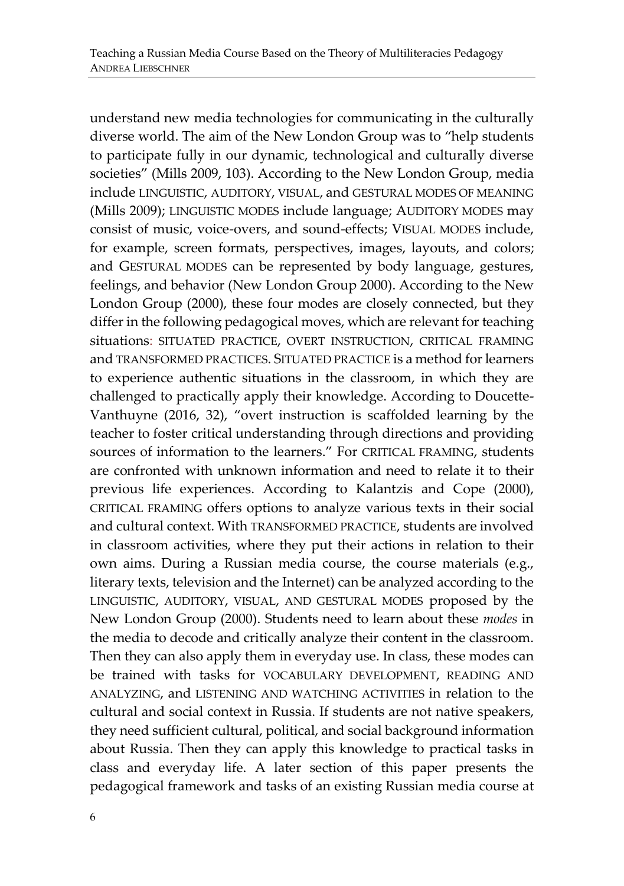understand new media technologies for communicating in the culturally diverse world. The aim of the New London Group was to "help students to participate fully in our dynamic, technological and culturally diverse societies" (Mills 2009, 103). According to the New London Group, media include LINGUISTIC, AUDITORY, VISUAL, and GESTURAL MODES OF MEANING (Mills 2009); LINGUISTIC MODES include language; AUDITORY MODES may consist of music, voice-overs, and sound-effects; VISUAL MODES include, for example, screen formats, perspectives, images, layouts, and colors; and GESTURAL MODES can be represented by body language, gestures, feelings, and behavior (New London Group 2000). According to the New London Group (2000), these four modes are closely connected, but they differ in the following pedagogical moves, which are relevant for teaching situations: SITUATED PRACTICE, OVERT INSTRUCTION, CRITICAL FRAMING and TRANSFORMED PRACTICES. SITUATED PRACTICE is a method for learners to experience authentic situations in the classroom, in which they are challenged to practically apply their knowledge. According to Doucette-Vanthuyne (2016, 32), "overt instruction is scaffolded learning by the teacher to foster critical understanding through directions and providing sources of information to the learners." For CRITICAL FRAMING, students are confronted with unknown information and need to relate it to their previous life experiences. According to Kalantzis and Cope (2000), CRITICAL FRAMING offers options to analyze various texts in their social and cultural context. With TRANSFORMED PRACTICE, students are involved in classroom activities, where they put their actions in relation to their own aims. During a Russian media course, the course materials (e.g., literary texts, television and the Internet) can be analyzed according to the LINGUISTIC, AUDITORY, VISUAL, AND GESTURAL MODES proposed by the New London Group (2000). Students need to learn about these *modes* in the media to decode and critically analyze their content in the classroom. Then they can also apply them in everyday use. In class, these modes can be trained with tasks for VOCABULARY DEVELOPMENT, READING AND ANALYZING, and LISTENING AND WATCHING ACTIVITIES in relation to the cultural and social context in Russia. If students are not native speakers, they need sufficient cultural, political, and social background information about Russia. Then they can apply this knowledge to practical tasks in class and everyday life. A later section of this paper presents the pedagogical framework and tasks of an existing Russian media course at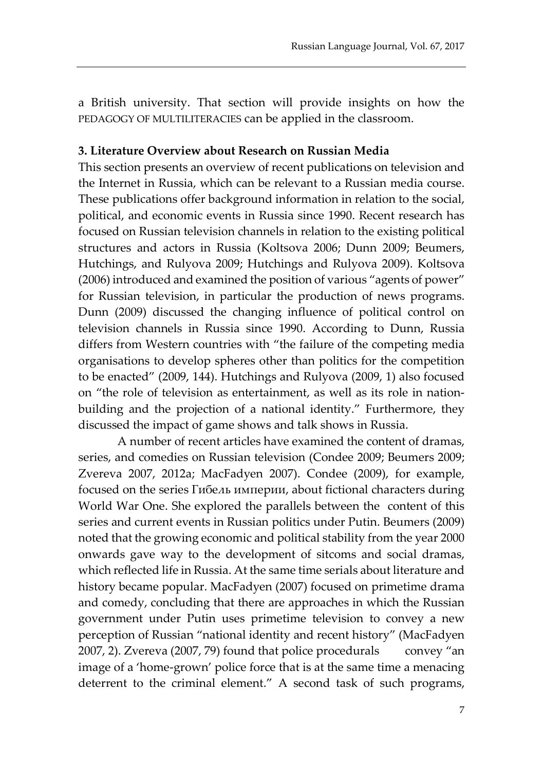a British university. That section will provide insights on how the PEDAGOGY OF MULTILITERACIES can be applied in the classroom.

### 3. Literature Overview about Research on Russian Media

This section presents an overview of recent publications on television and the Internet in Russia, which can be relevant to a Russian media course. These publications offer background information in relation to the social, political, and economic events in Russia since 1990. Recent research has focused on Russian television channels in relation to the existing political structures and actors in Russia (Koltsova 2006; Dunn 2009; Beumers, Hutchings, and Rulyova 2009; Hutchings and Rulyova 2009). Koltsova (2006) introduced and examined the position of various "agents of power" for Russian television, in particular the production of news programs. Dunn (2009) discussed the changing influence of political control on television channels in Russia since 1990. According to Dunn, Russia differs from Western countries with "the failure of the competing media organisations to develop spheres other than politics for the competition to be enacted" (2009, 144). Hutchings and Rulyova (2009, 1) also focused on "the role of television as entertainment, as well as its role in nation-building and the projection of a national identity." Furthermore, they discussed the impact of game shows and talk shows in Russia.

A number of recent articles have examined the content of dramas, series, and comedies on Russian television (Condee 2009; Beumers 2009; Zvereva 2007, 2012a; MacFadyen 2007). Condee (2009), for example, focused on the series Гибель империи, about fictional characters during World War One. She explored the parallels between the content of this series and current events in Russian politics under Putin. Beumers (2009) noted that the growing economic and political stability from the year 2000 onwards gave way to the development of sitcoms and social dramas, which reflected life in Russia. At the same time serials about literature and history became popular. MacFadyen (2007) focused on primetime drama and comedy, concluding that there are approaches in which the Russian government under Putin uses primetime television to convey a new perception of Russian "national identity and recent history" (MacFadyen 2007, 2). Zvereva (2007, 79) found that police procedurals convey "an image of a 'home-grown' police force that is at the same time a menacing deterrent to the criminal element." A second task of such programs,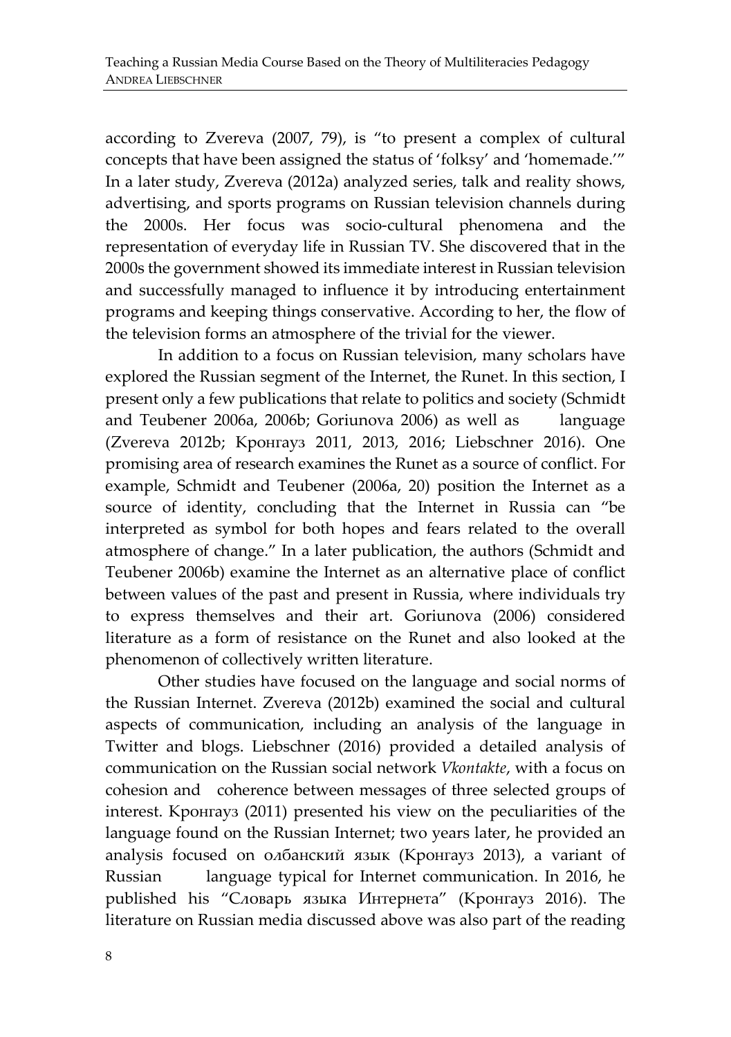according to Zvereva (2007, 79), is "to present a complex of cultural concepts that have been assigned the status of 'folksy' and 'homemade.'" In a later study, Zvereva (2012a) analyzed series, talk and reality shows, advertising, and sports programs on Russian television channels during the 2000s. Her focus was socio-cultural phenomena and the representation of everyday life in Russian TV. She discovered that in the 2000s the government showed its immediate interest in Russian television and successfully managed to influence it by introducing entertainment programs and keeping things conservative. According to her, the flow of the television forms an atmosphere of the trivial for the viewer.

In addition to a focus on Russian television, many scholars have explored the Russian segment of the Internet, the Runet. In this section, I present only a few publications that relate to politics and society (Schmidt and Teubener 2006a, 2006b; Goriunova 2006) as well as language (Zvereva 2012b; Кронгауз 2011, 2013, 2016; Liebschner 2016). One promising area of research examines the Runet as a source of conflict. For example, Schmidt and Teubener (2006a, 20) position the Internet as a source of identity, concluding that the Internet in Russia can "be interpreted as symbol for both hopes and fears related to the overall atmosphere of change." In a later publication, the authors (Schmidt and Teubener 2006b) examine the Internet as an alternative place of conflict between values of the past and present in Russia, where individuals try to express themselves and their art. Goriunova (2006) considered literature as a form of resistance on the Runet and also looked at the phenomenon of collectively written literature.

Other studies have focused on the language and social norms of the Russian Internet. Zvereva (2012b) examined the social and cultural aspects of communication, including an analysis of the language in Twitter and blogs. Liebschner (2016) provided a detailed analysis of communication on the Russian social network *Vkontakte*, with a focus on cohesion and coherence between messages of three selected groups of interest. Кронгауз (2011) presented his view on the peculiarities of the language found on the Russian Internet; two years later, he provided an analysis focused on олбанский язык (Кронгауз 2013), a variant of Russian language typical for Internet communication. In 2016, he published his "Словарь языка Интернета" (Кронгауз 2016). The literature on Russian media discussed above was also part of the reading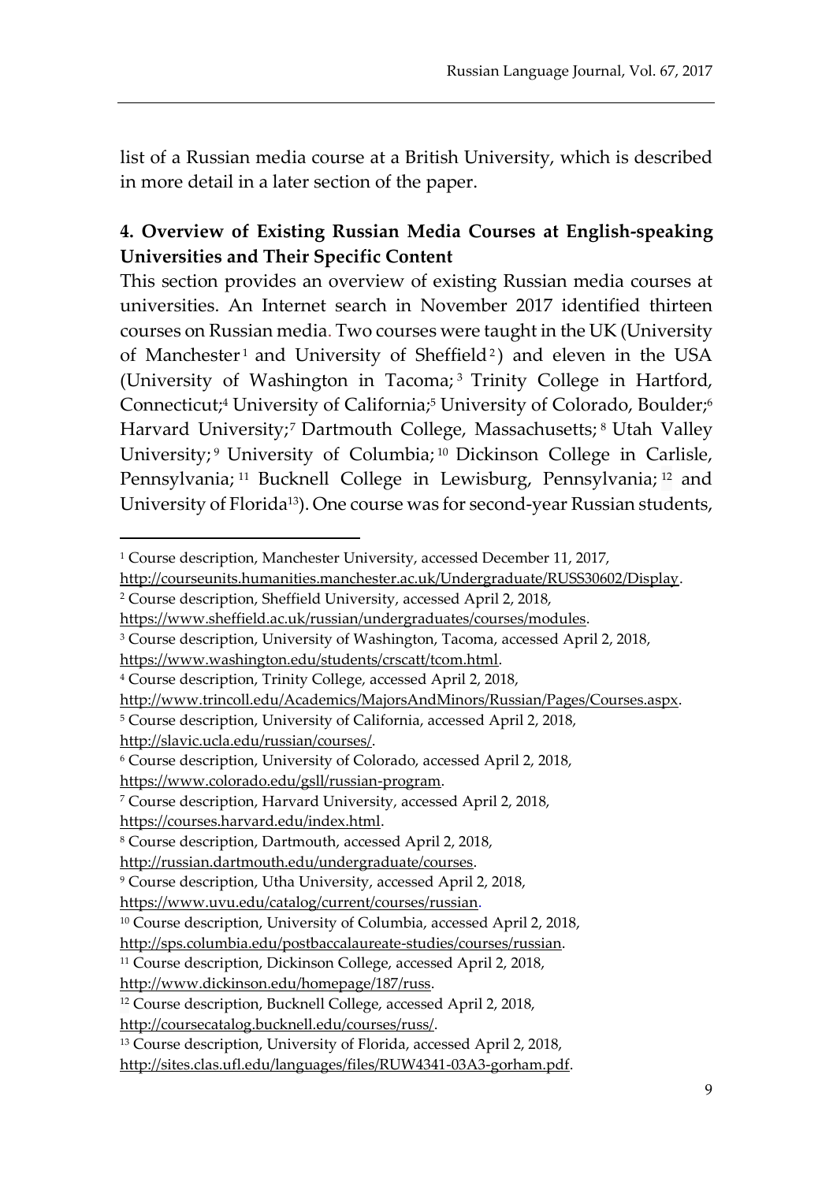list of a Russian media course at a British University, which is described in more detail in a later section of the paper.

## 4. Overview of Existing Russian Media Courses at English-speaking Universities and Their Specific Content

This section provides an overview of existing Russian media courses at universities. An Internet search in November 2017 identified thirteen courses on Russian media. Two courses were taught in the UK (University of Manchester[1] and University of Sheffield[2]) and eleven in the USA (University of Washington in Tacoma;[3] Trinity College in Hartford, Connecticut;[4] University of California;[5] University of Colorado, Boulder;[6] Harvard University;[7] Dartmouth College, Massachusetts;[8] Utah Valley University;[9] University of Columbia;[10] Dickinson College in Carlisle, Pennsylvania;[11] Bucknell College in Lewisburg, Pennsylvania;[12] and University of Florida[13]). One course was for second-year Russian students,

---

[1] Course description, Manchester University, accessed December 11, 2017, http://courseunits.humanities.manchester.ac.uk/Undergraduate/RUSS30602/Display.

[2] Course description, Sheffield University, accessed April 2, 2018, https://www.sheffield.ac.uk/russian/undergraduates/courses/modules.

[3] Course description, University of Washington, Tacoma, accessed April 2, 2018, https://www.washington.edu/students/crscatt/tcom.html.

[4] Course description, Trinity College, accessed April 2, 2018, http://www.trincoll.edu/Academics/MajorsAndMinors/Russian/Pages/Courses.aspx.

[5] Course description, University of California, accessed April 2, 2018, http://slavic.ucla.edu/russian/courses/.

[6] Course description, University of Colorado, accessed April 2, 2018, https://www.colorado.edu/gsll/russian-program.

[7] Course description, Harvard University, accessed April 2, 2018, https://courses.harvard.edu/index.html.

[8] Course description, Dartmouth, accessed April 2, 2018, http://russian.dartmouth.edu/undergraduate/courses.

[9] Course description, Utha University, accessed April 2, 2018, https://www.uvu.edu/catalog/current/courses/russian.

[10] Course description, University of Columbia, accessed April 2, 2018, http://sps.columbia.edu/postbaccalaureate-studies/courses/russian.

[11] Course description, Dickinson College, accessed April 2, 2018, http://www.dickinson.edu/homepage/187/russ.

[12] Course description, Bucknell College, accessed April 2, 2018, http://coursecatalog.bucknell.edu/courses/russ/.

[13] Course description, University of Florida, accessed April 2, 2018, http://sites.clas.ufl.edu/languages/files/RUW4341-03A3-gorham.pdf.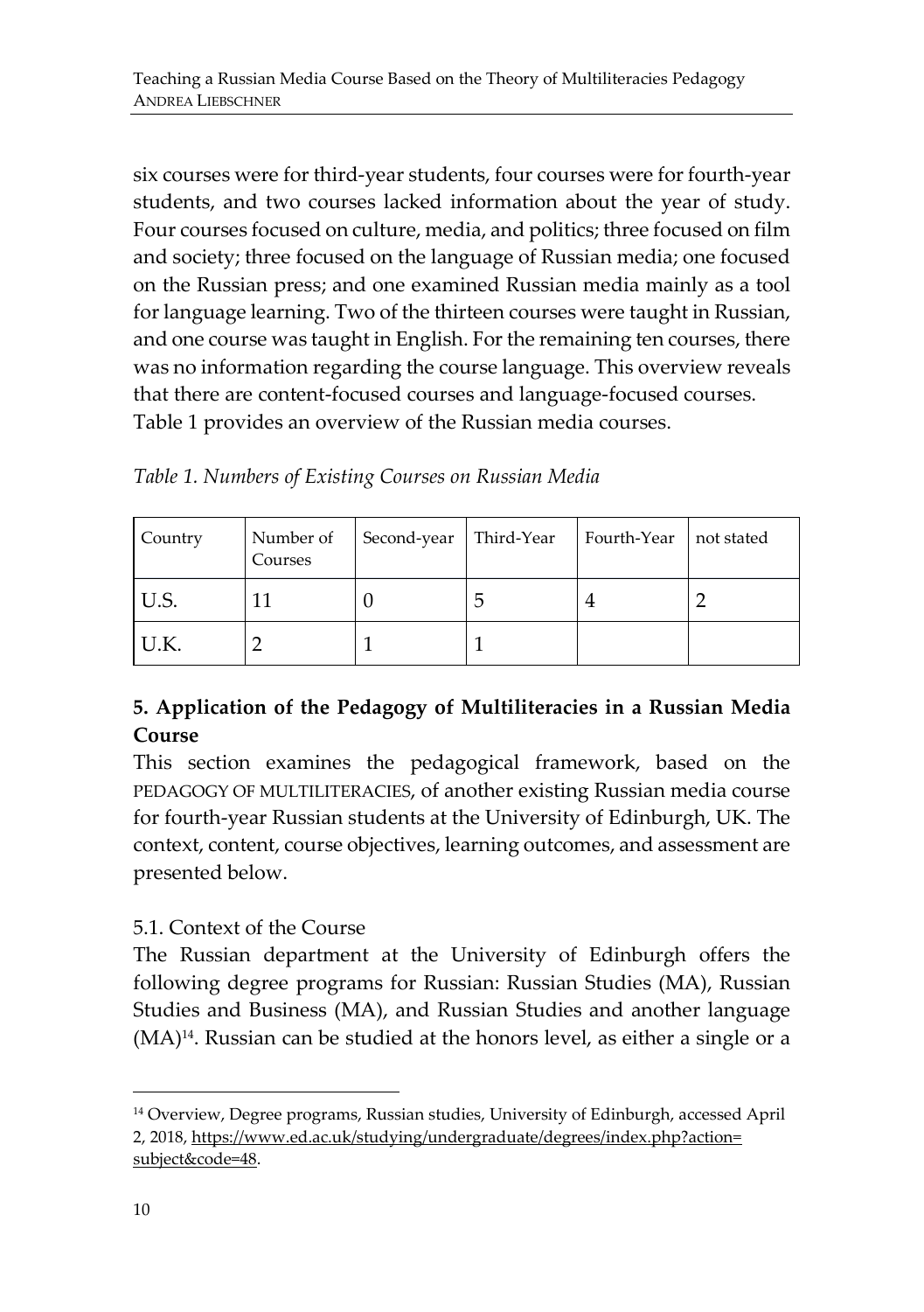six courses were for third-year students, four courses were for fourth-year students, and two courses lacked information about the year of study. Four courses focused on culture, media, and politics; three focused on film and society; three focused on the language of Russian media; one focused on the Russian press; and one examined Russian media mainly as a tool for language learning. Two of the thirteen courses were taught in Russian, and one course was taught in English. For the remaining ten courses, there was no information regarding the course language. This overview reveals that there are content-focused courses and language-focused courses. Table 1 provides an overview of the Russian media courses.

*Table 1. Numbers of Existing Courses on Russian Media*

| Country | Number of Courses | Second-year | Third-Year | Fourth-Year | not stated |
|---|---|---|---|---|---|
| U.S. | 11 | 0 | 5 | 4 | 2 |
| U.K. | 2 | 1 | 1 | | |

## 5. Application of the Pedagogy of Multiliteracies in a Russian Media Course

This section examines the pedagogical framework, based on the PEDAGOGY OF MULTILITERACIES, of another existing Russian media course for fourth-year Russian students at the University of Edinburgh, UK. The context, content, course objectives, learning outcomes, and assessment are presented below.

### 5.1. Context of the Course

The Russian department at the University of Edinburgh offers the following degree programs for Russian: Russian Studies (MA), Russian Studies and Business (MA), and Russian Studies and another language (MA)[14]. Russian can be studied at the honors level, as either a single or a

[14] Overview, Degree programs, Russian studies, University of Edinburgh, accessed April 2, 2018, https://www.ed.ac.uk/studying/undergraduate/degrees/index.php?action=subject&code=48.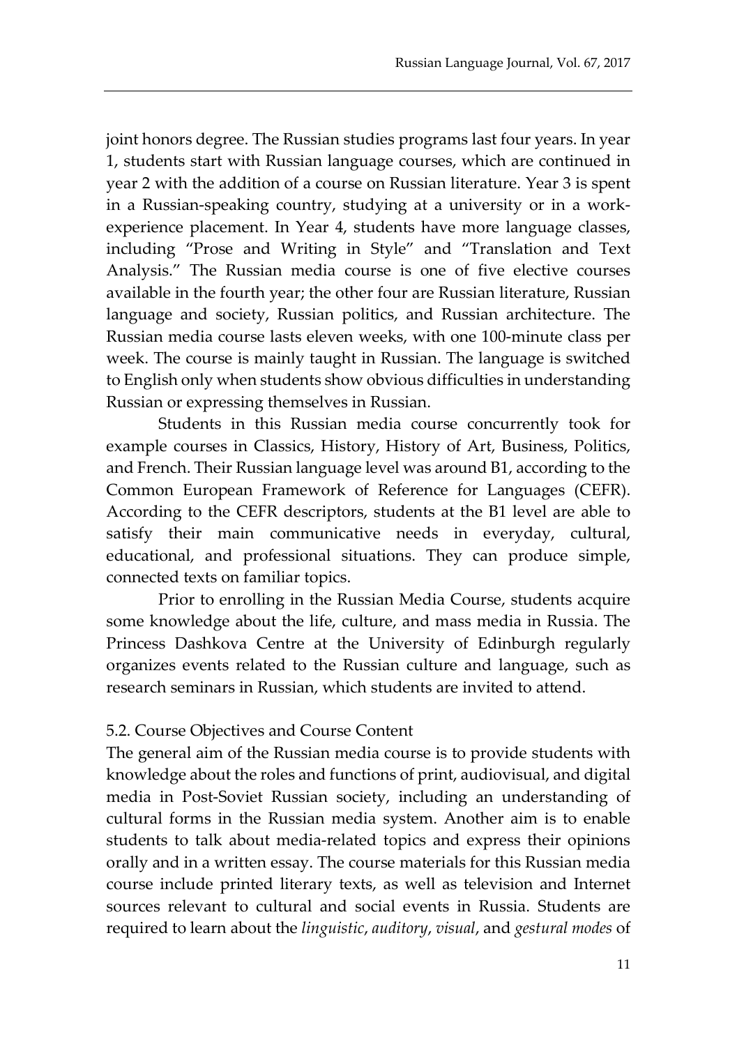joint honors degree. The Russian studies programs last four years. In year 1, students start with Russian language courses, which are continued in year 2 with the addition of a course on Russian literature. Year 3 is spent in a Russian-speaking country, studying at a university or in a work-experience placement. In Year 4, students have more language classes, including "Prose and Writing in Style" and "Translation and Text Analysis." The Russian media course is one of five elective courses available in the fourth year; the other four are Russian literature, Russian language and society, Russian politics, and Russian architecture. The Russian media course lasts eleven weeks, with one 100-minute class per week. The course is mainly taught in Russian. The language is switched to English only when students show obvious difficulties in understanding Russian or expressing themselves in Russian.

Students in this Russian media course concurrently took for example courses in Classics, History, History of Art, Business, Politics, and French. Their Russian language level was around B1, according to the Common European Framework of Reference for Languages (CEFR). According to the CEFR descriptors, students at the B1 level are able to satisfy their main communicative needs in everyday, cultural, educational, and professional situations. They can produce simple, connected texts on familiar topics.

Prior to enrolling in the Russian Media Course, students acquire some knowledge about the life, culture, and mass media in Russia. The Princess Dashkova Centre at the University of Edinburgh regularly organizes events related to the Russian culture and language, such as research seminars in Russian, which students are invited to attend.

### 5.2. Course Objectives and Course Content

The general aim of the Russian media course is to provide students with knowledge about the roles and functions of print, audiovisual, and digital media in Post-Soviet Russian society, including an understanding of cultural forms in the Russian media system. Another aim is to enable students to talk about media-related topics and express their opinions orally and in a written essay. The course materials for this Russian media course include printed literary texts, as well as television and Internet sources relevant to cultural and social events in Russia. Students are required to learn about the *linguistic*, *auditory*, *visual*, and *gestural modes* of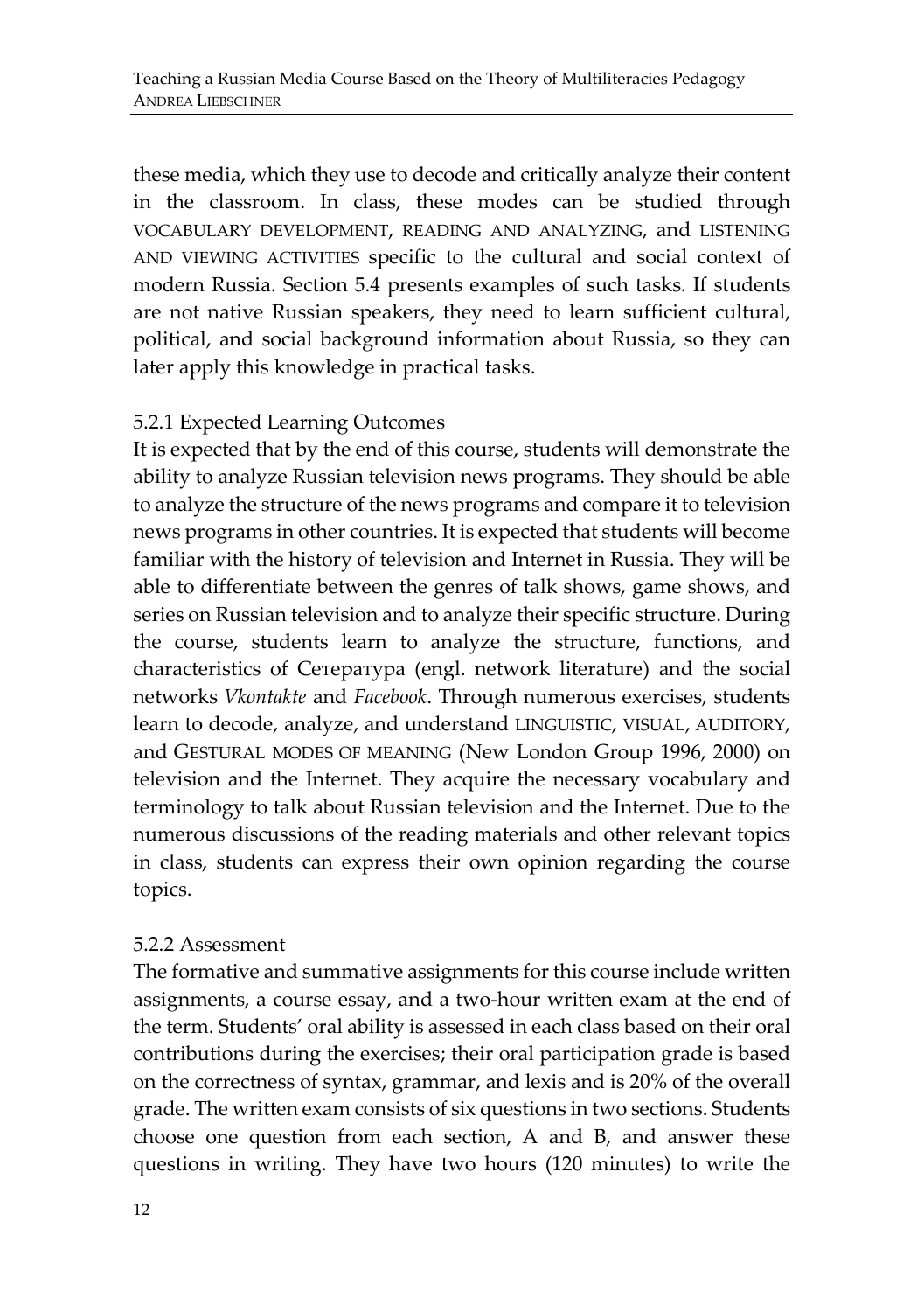these media, which they use to decode and critically analyze their content in the classroom. In class, these modes can be studied through VOCABULARY DEVELOPMENT, READING AND ANALYZING, and LISTENING AND VIEWING ACTIVITIES specific to the cultural and social context of modern Russia. Section 5.4 presents examples of such tasks. If students are not native Russian speakers, they need to learn sufficient cultural, political, and social background information about Russia, so they can later apply this knowledge in practical tasks.

### 5.2.1 Expected Learning Outcomes

It is expected that by the end of this course, students will demonstrate the ability to analyze Russian television news programs. They should be able to analyze the structure of the news programs and compare it to television news programs in other countries. It is expected that students will become familiar with the history of television and Internet in Russia. They will be able to differentiate between the genres of talk shows, game shows, and series on Russian television and to analyze their specific structure. During the course, students learn to analyze the structure, functions, and characteristics of Сетература (engl. network literature) and the social networks *Vkontakte* and *Facebook*. Through numerous exercises, students learn to decode, analyze, and understand LINGUISTIC, VISUAL, AUDITORY, and GESTURAL MODES OF MEANING (New London Group 1996, 2000) on television and the Internet. They acquire the necessary vocabulary and terminology to talk about Russian television and the Internet. Due to the numerous discussions of the reading materials and other relevant topics in class, students can express their own opinion regarding the course topics.

### 5.2.2 Assessment

The formative and summative assignments for this course include written assignments, a course essay, and a two-hour written exam at the end of the term. Students' oral ability is assessed in each class based on their oral contributions during the exercises; their oral participation grade is based on the correctness of syntax, grammar, and lexis and is 20% of the overall grade. The written exam consists of six questions in two sections. Students choose one question from each section, A and B, and answer these questions in writing. They have two hours (120 minutes) to write the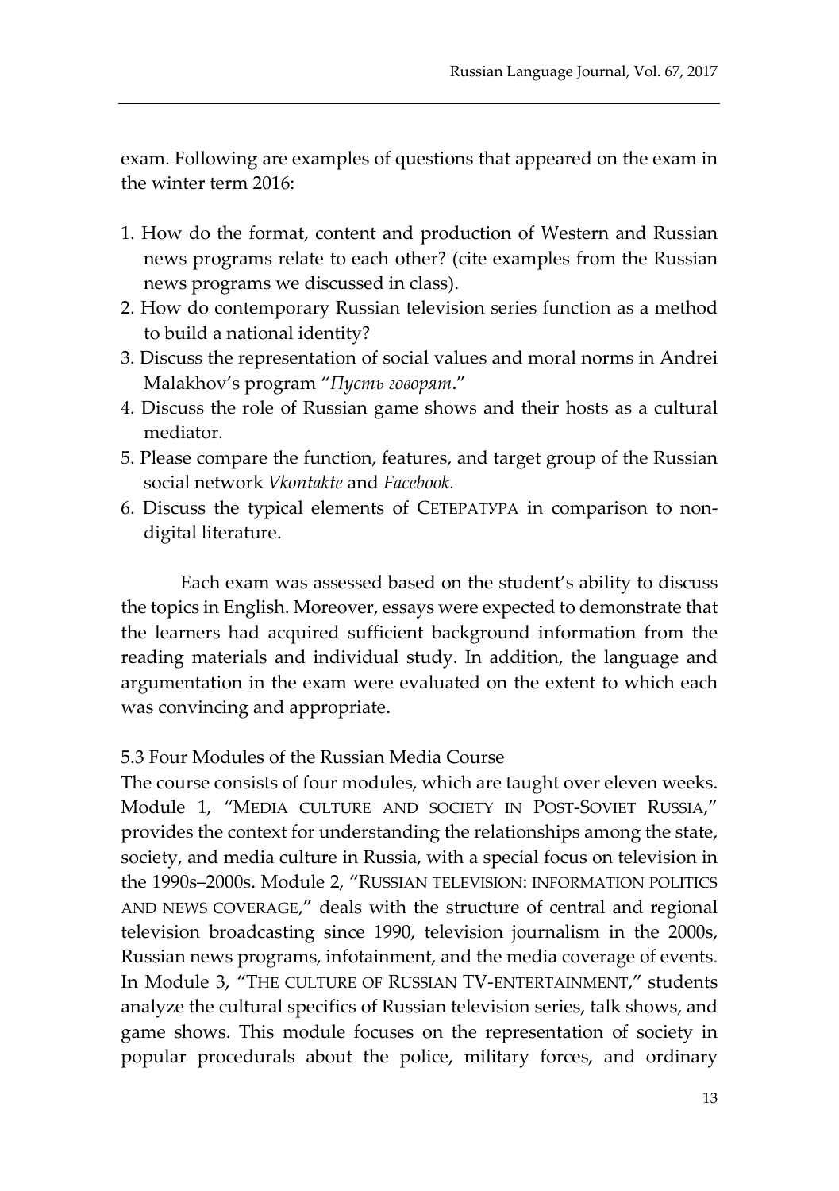exam. Following are examples of questions that appeared on the exam in the winter term 2016:

1. How do the format, content and production of Western and Russian news programs relate to each other? (cite examples from the Russian news programs we discussed in class).
2. How do contemporary Russian television series function as a method to build a national identity?
3. Discuss the representation of social values and moral norms in Andrei Malakhov's program "*Пусть говорят*."
4. Discuss the role of Russian game shows and their hosts as a cultural mediator.
5. Please compare the function, features, and target group of the Russian social network *Vkontakte* and *Facebook.*
6. Discuss the typical elements of СЕТЕРАТУРА in comparison to non-digital literature.

Each exam was assessed based on the student's ability to discuss the topics in English. Moreover, essays were expected to demonstrate that the learners had acquired sufficient background information from the reading materials and individual study. In addition, the language and argumentation in the exam were evaluated on the extent to which each was convincing and appropriate.

### 5.3 Four Modules of the Russian Media Course

The course consists of four modules, which are taught over eleven weeks. Module 1, "MEDIA CULTURE AND SOCIETY IN POST-SOVIET RUSSIA," provides the context for understanding the relationships among the state, society, and media culture in Russia, with a special focus on television in the 1990s–2000s. Module 2, "RUSSIAN TELEVISION: INFORMATION POLITICS AND NEWS COVERAGE," deals with the structure of central and regional television broadcasting since 1990, television journalism in the 2000s, Russian news programs, infotainment, and the media coverage of events. In Module 3, "THE CULTURE OF RUSSIAN TV-ENTERTAINMENT," students analyze the cultural specifics of Russian television series, talk shows, and game shows. This module focuses on the representation of society in popular procedurals about the police, military forces, and ordinary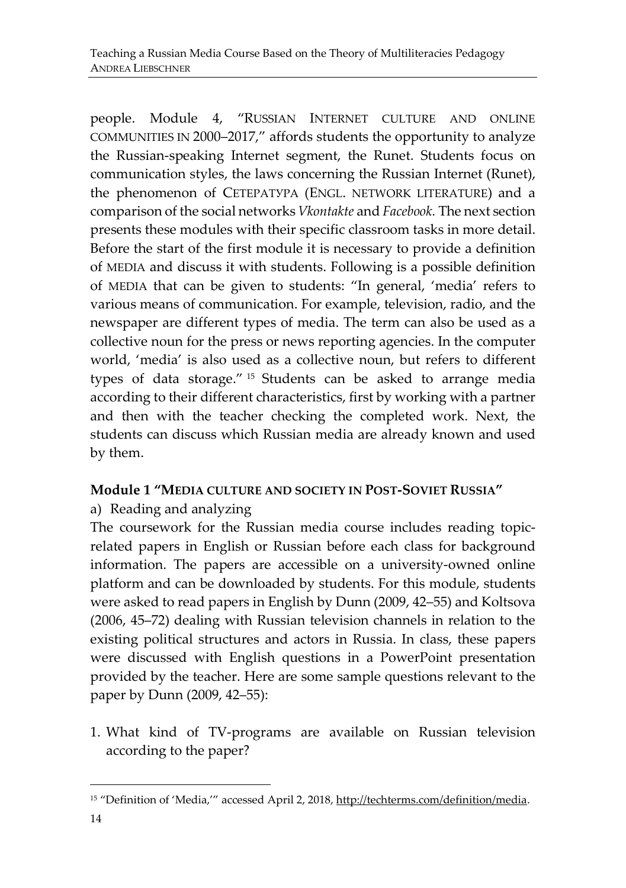people. Module 4, "RUSSIAN INTERNET CULTURE AND ONLINE COMMUNITIES IN 2000–2017," affords students the opportunity to analyze the Russian-speaking Internet segment, the Runet. Students focus on communication styles, the laws concerning the Russian Internet (Runet), the phenomenon of СЕТЕРАТУРА (ENGL. NETWORK LITERATURE) and a comparison of the social networks *Vkontakte* and *Facebook.* The next section presents these modules with their specific classroom tasks in more detail. Before the start of the first module it is necessary to provide a definition of MEDIA and discuss it with students. Following is a possible definition of MEDIA that can be given to students: "In general, 'media' refers to various means of communication. For example, television, radio, and the newspaper are different types of media. The term can also be used as a collective noun for the press or news reporting agencies. In the computer world, 'media' is also used as a collective noun, but refers to different types of data storage." [15] Students can be asked to arrange media according to their different characteristics, first by working with a partner and then with the teacher checking the completed work. Next, the students can discuss which Russian media are already known and used by them.

### Module 1 "MEDIA CULTURE AND SOCIETY IN POST-SOVIET RUSSIA"

a) Reading and analyzing

The coursework for the Russian media course includes reading topic-related papers in English or Russian before each class for background information. The papers are accessible on a university-owned online platform and can be downloaded by students. For this module, students were asked to read papers in English by Dunn (2009, 42–55) and Koltsova (2006, 45–72) dealing with Russian television channels in relation to the existing political structures and actors in Russia. In class, these papers were discussed with English questions in a PowerPoint presentation provided by the teacher. Here are some sample questions relevant to the paper by Dunn (2009, 42–55):

1. What kind of TV-programs are available on Russian television according to the paper?

---

[15] "Definition of 'Media,'" accessed April 2, 2018, http://techterms.com/definition/media.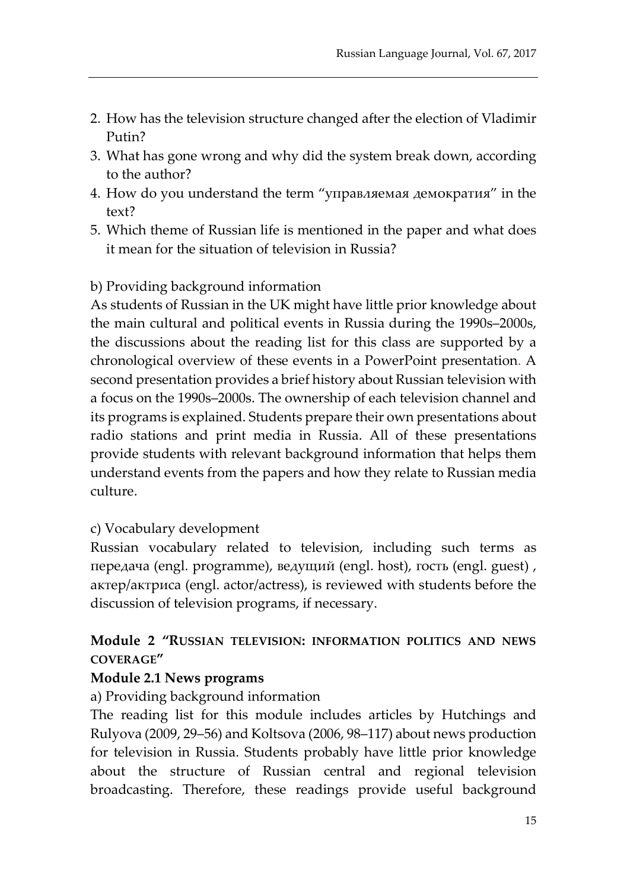2. How has the television structure changed after the election of Vladimir Putin?
3. What has gone wrong and why did the system break down, according to the author?
4. How do you understand the term "управляемая демократия" in the text?
5. Which theme of Russian life is mentioned in the paper and what does it mean for the situation of television in Russia?

b) Providing background information

As students of Russian in the UK might have little prior knowledge about the main cultural and political events in Russia during the 1990s–2000s, the discussions about the reading list for this class are supported by a chronological overview of these events in a PowerPoint presentation. A second presentation provides a brief history about Russian television with a focus on the 1990s–2000s. The ownership of each television channel and its programs is explained. Students prepare their own presentations about radio stations and print media in Russia. All of these presentations provide students with relevant background information that helps them understand events from the papers and how they relate to Russian media culture.

c) Vocabulary development

Russian vocabulary related to television, including such terms as передача (engl. programme), ведущий (engl. host), гость (engl. guest) , актер/актриса (engl. actor/actress), is reviewed with students before the discussion of television programs, if necessary.

**Module 2 "RUSSIAN TELEVISION: INFORMATION POLITICS AND NEWS COVERAGE"**

**Module 2.1 News programs**

a) Providing background information

The reading list for this module includes articles by Hutchings and Rulyova (2009, 29–56) and Koltsova (2006, 98–117) about news production for television in Russia. Students probably have little prior knowledge about the structure of Russian central and regional television broadcasting. Therefore, these readings provide useful background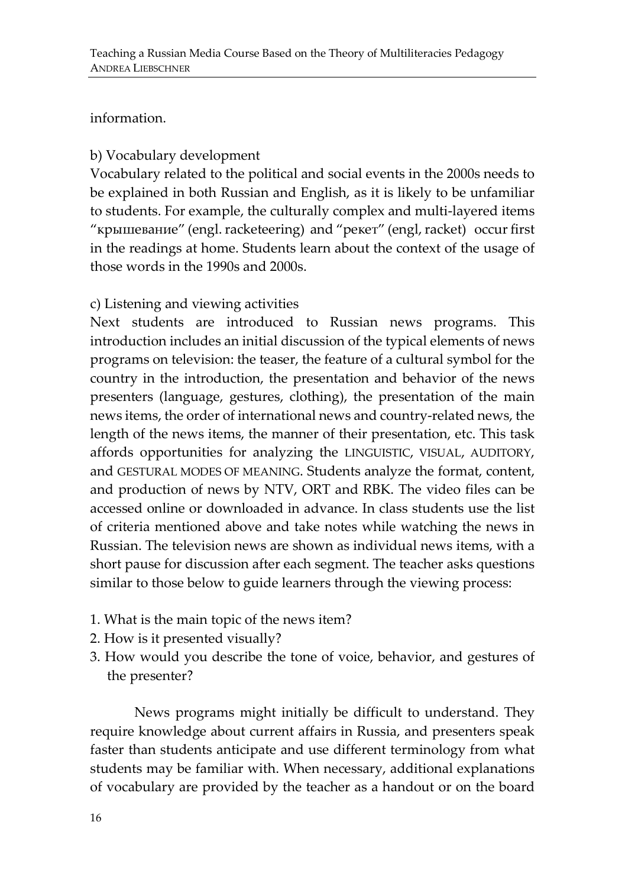information.

b) Vocabulary development

Vocabulary related to the political and social events in the 2000s needs to be explained in both Russian and English, as it is likely to be unfamiliar to students. For example, the culturally complex and multi-layered items "крышевание" (engl. racketeering) and "рекет" (engl, racket) occur first in the readings at home. Students learn about the context of the usage of those words in the 1990s and 2000s.

c) Listening and viewing activities

Next students are introduced to Russian news programs. This introduction includes an initial discussion of the typical elements of news programs on television: the teaser, the feature of a cultural symbol for the country in the introduction, the presentation and behavior of the news presenters (language, gestures, clothing), the presentation of the main news items, the order of international news and country-related news, the length of the news items, the manner of their presentation, etc. This task affords opportunities for analyzing the LINGUISTIC, VISUAL, AUDITORY, and GESTURAL MODES OF MEANING. Students analyze the format, content, and production of news by NTV, ORT and RBK. The video files can be accessed online or downloaded in advance. In class students use the list of criteria mentioned above and take notes while watching the news in Russian. The television news are shown as individual news items, with a short pause for discussion after each segment. The teacher asks questions similar to those below to guide learners through the viewing process:

1. What is the main topic of the news item?
2. How is it presented visually?
3. How would you describe the tone of voice, behavior, and gestures of the presenter?

News programs might initially be difficult to understand. They require knowledge about current affairs in Russia, and presenters speak faster than students anticipate and use different terminology from what students may be familiar with. When necessary, additional explanations of vocabulary are provided by the teacher as a handout or on the board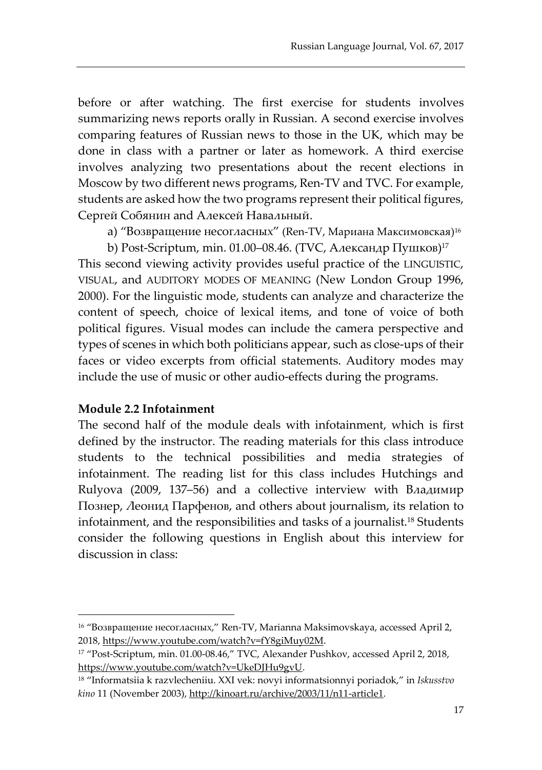before or after watching. The first exercise for students involves summarizing news reports orally in Russian. A second exercise involves comparing features of Russian news to those in the UK, which may be done in class with a partner or later as homework. A third exercise involves analyzing two presentations about the recent elections in Moscow by two different news programs, Ren-TV and TVC. For example, students are asked how the two programs represent their political figures, Сергей Собянин and Алексей Навальный.

a) "Возвращение несогласных" (Ren-TV, Мариана Максимовская)[16]

b) Post-Scriptum, min. 01.00–08.46. (TVC, Александр Пушков)[17]

This second viewing activity provides useful practice of the LINGUISTIC, VISUAL, and AUDITORY MODES OF MEANING (New London Group 1996, 2000). For the linguistic mode, students can analyze and characterize the content of speech, choice of lexical items, and tone of voice of both political figures. Visual modes can include the camera perspective and types of scenes in which both politicians appear, such as close-ups of their faces or video excerpts from official statements. Auditory modes may include the use of music or other audio-effects during the programs.

**Module 2.2 Infotainment**

The second half of the module deals with infotainment, which is first defined by the instructor. The reading materials for this class introduce students to the technical possibilities and media strategies of infotainment. The reading list for this class includes Hutchings and Rulyova (2009, 137–56) and a collective interview with Владимир Познер, Леонид Парфенов, and others about journalism, its relation to infotainment, and the responsibilities and tasks of a journalist.[18] Students consider the following questions in English about this interview for discussion in class:

---

[16] "Возвращение несогласных," Ren-TV, Marianna Maksimovskaya, accessed April 2, 2018, https://www.youtube.com/watch?v=fY8giMuy02M.

[17] "Post-Scriptum, min. 01.00-08.46," TVC, Alexander Pushkov, accessed April 2, 2018, https://www.youtube.com/watch?v=UkeDJHu9gvU.

[18] "Informatsiia k razvlecheniiu. XXI vek: novyi informatsionnyi poriadok," in *Iskusstvo kino* 11 (November 2003), http://kinoart.ru/archive/2003/11/n11-article1.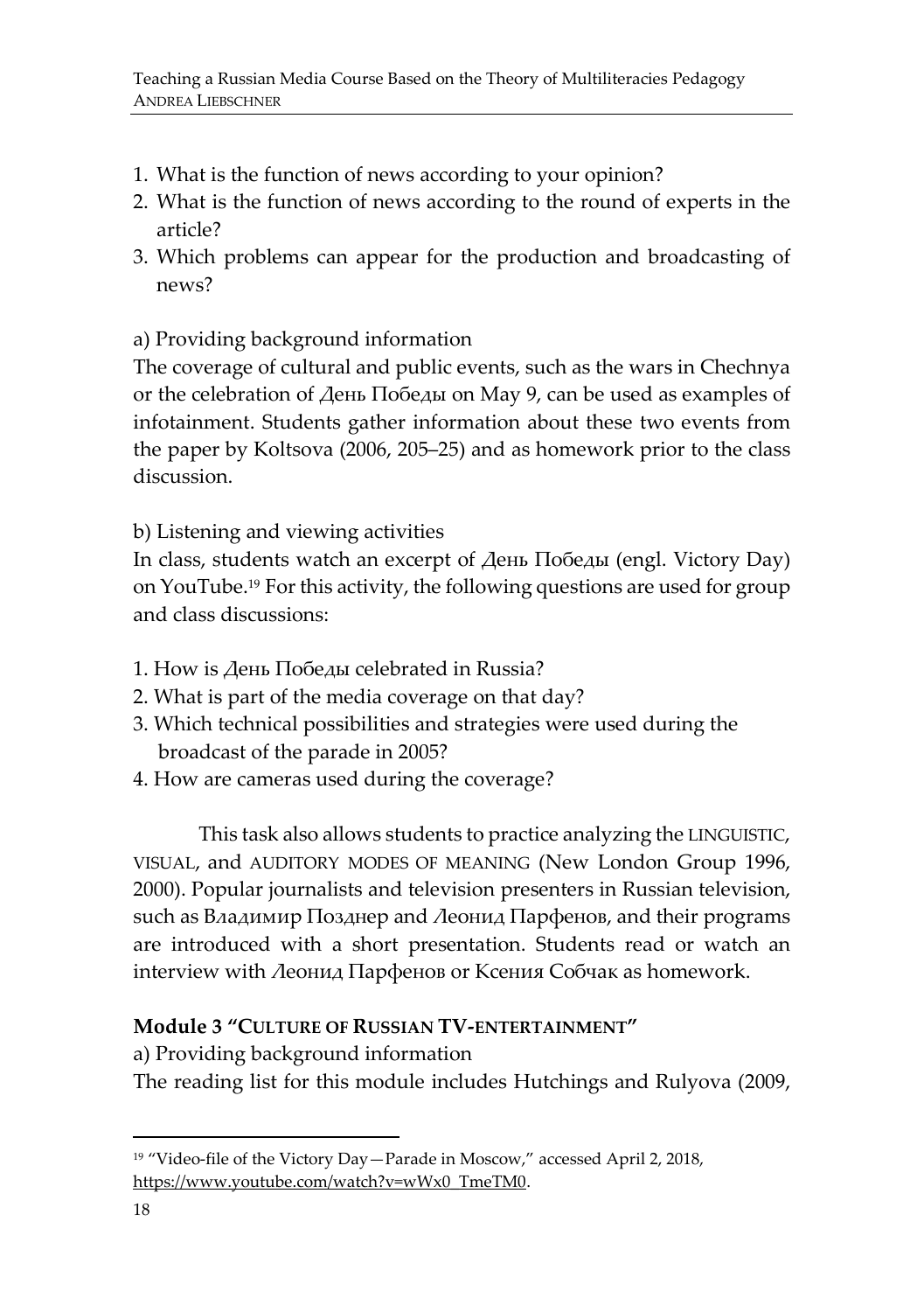1. What is the function of news according to your opinion?
2. What is the function of news according to the round of experts in the article?
3. Which problems can appear for the production and broadcasting of news?

a) Providing background information

The coverage of cultural and public events, such as the wars in Chechnya or the celebration of День Победы on May 9, can be used as examples of infotainment. Students gather information about these two events from the paper by Koltsova (2006, 205–25) and as homework prior to the class discussion.

b) Listening and viewing activities

In class, students watch an excerpt of День Победы (engl. Victory Day) on YouTube.[19] For this activity, the following questions are used for group and class discussions:

1. How is День Победы celebrated in Russia?
2. What is part of the media coverage on that day?
3. Which technical possibilities and strategies were used during the broadcast of the parade in 2005?
4. How are cameras used during the coverage?

This task also allows students to practice analyzing the LINGUISTIC, VISUAL, and AUDITORY MODES OF MEANING (New London Group 1996, 2000). Popular journalists and television presenters in Russian television, such as Владимир Позднер and Леонид Парфенов, and their programs are introduced with a short presentation. Students read or watch an interview with Леонид Парфенов or Ксения Собчак as homework.

**Module 3 "CULTURE OF RUSSIAN TV-ENTERTAINMENT"**

a) Providing background information

The reading list for this module includes Hutchings and Rulyova (2009,

---

[19] "Video-file of the Victory Day—Parade in Moscow," accessed April 2, 2018, https://www.youtube.com/watch?v=wWx0_TmeTM0.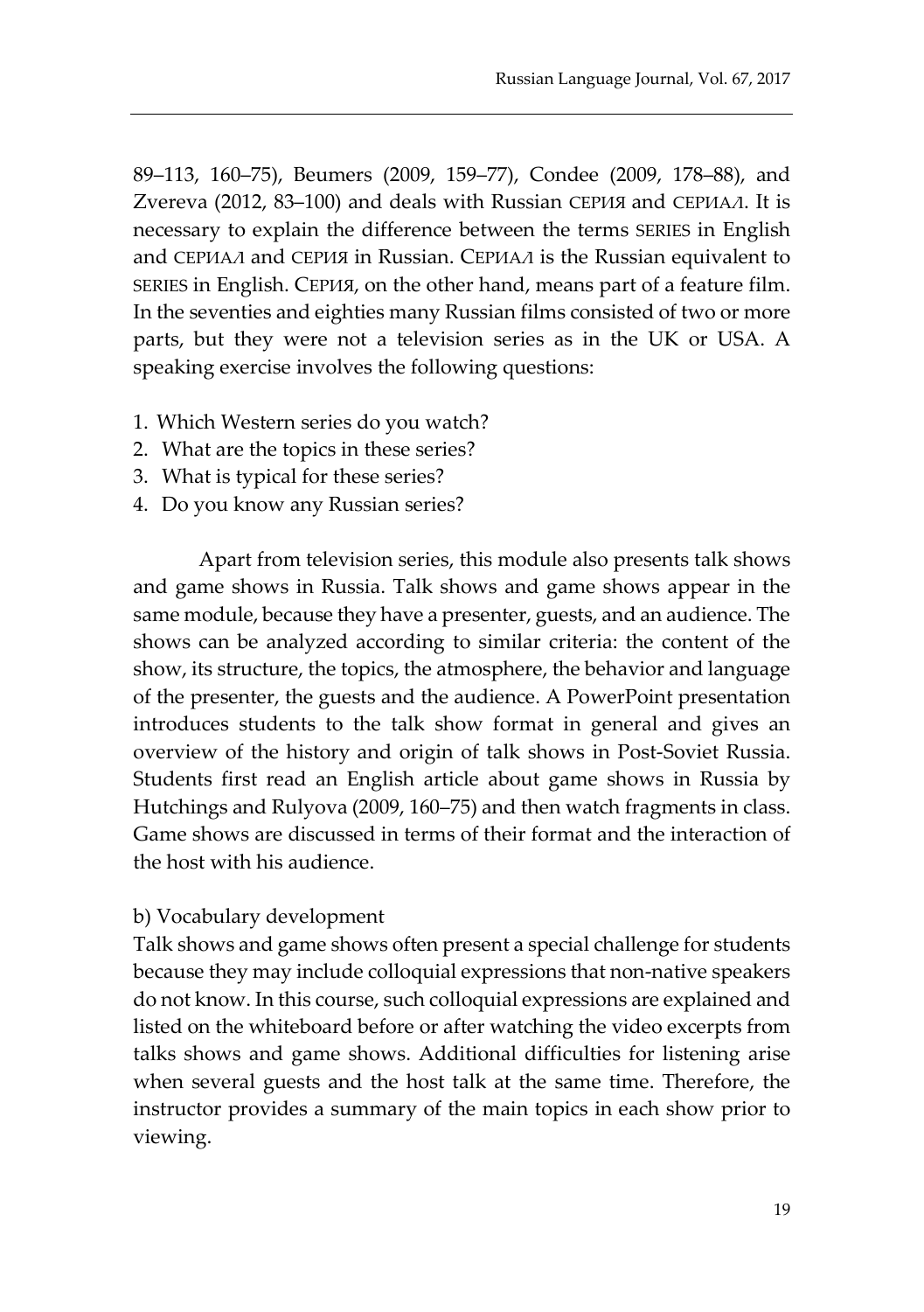89–113, 160–75), Beumers (2009, 159–77), Condee (2009, 178–88), and Zvereva (2012, 83–100) and deals with Russian СЕРИЯ and СЕРИАЛ. It is necessary to explain the difference between the terms SERIES in English and СЕРИАЛ and СЕРИЯ in Russian. СЕРИАЛ is the Russian equivalent to SERIES in English. СЕРИЯ, on the other hand, means part of a feature film. In the seventies and eighties many Russian films consisted of two or more parts, but they were not a television series as in the UK or USA. A speaking exercise involves the following questions:

1. Which Western series do you watch?
2. What are the topics in these series?
3. What is typical for these series?
4. Do you know any Russian series?

Apart from television series, this module also presents talk shows and game shows in Russia. Talk shows and game shows appear in the same module, because they have a presenter, guests, and an audience. The shows can be analyzed according to similar criteria: the content of the show, its structure, the topics, the atmosphere, the behavior and language of the presenter, the guests and the audience. A PowerPoint presentation introduces students to the talk show format in general and gives an overview of the history and origin of talk shows in Post-Soviet Russia. Students first read an English article about game shows in Russia by Hutchings and Rulyova (2009, 160–75) and then watch fragments in class. Game shows are discussed in terms of their format and the interaction of the host with his audience.

b) Vocabulary development

Talk shows and game shows often present a special challenge for students because they may include colloquial expressions that non-native speakers do not know. In this course, such colloquial expressions are explained and listed on the whiteboard before or after watching the video excerpts from talks shows and game shows. Additional difficulties for listening arise when several guests and the host talk at the same time. Therefore, the instructor provides a summary of the main topics in each show prior to viewing.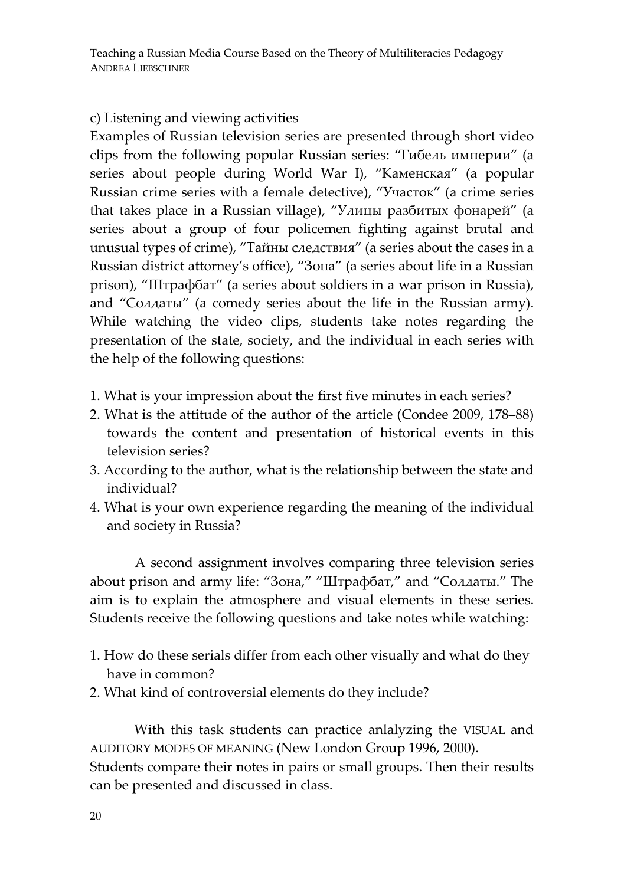c) Listening and viewing activities

Examples of Russian television series are presented through short video clips from the following popular Russian series: "Гибель империи" (a series about people during World War I), "Каменская" (a popular Russian crime series with a female detective), "Участок" (a crime series that takes place in a Russian village), "Улицы разбитых фонарей" (a series about a group of four policemen fighting against brutal and unusual types of crime), "Тайны следствия" (a series about the cases in a Russian district attorney's office), "Зона" (a series about life in a Russian prison), "Штрафбат" (a series about soldiers in a war prison in Russia), and "Солдаты" (a comedy series about the life in the Russian army). While watching the video clips, students take notes regarding the presentation of the state, society, and the individual in each series with the help of the following questions:

1. What is your impression about the first five minutes in each series?
2. What is the attitude of the author of the article (Condee 2009, 178–88) towards the content and presentation of historical events in this television series?
3. According to the author, what is the relationship between the state and individual?
4. What is your own experience regarding the meaning of the individual and society in Russia?

A second assignment involves comparing three television series about prison and army life: "Зона," "Штрафбат," and "Солдаты." The aim is to explain the atmosphere and visual elements in these series. Students receive the following questions and take notes while watching:

1. How do these serials differ from each other visually and what do they have in common?
2. What kind of controversial elements do they include?

With this task students can practice anlalyzing the VISUAL and AUDITORY MODES OF MEANING (New London Group 1996, 2000).
Students compare their notes in pairs or small groups. Then their results can be presented and discussed in class.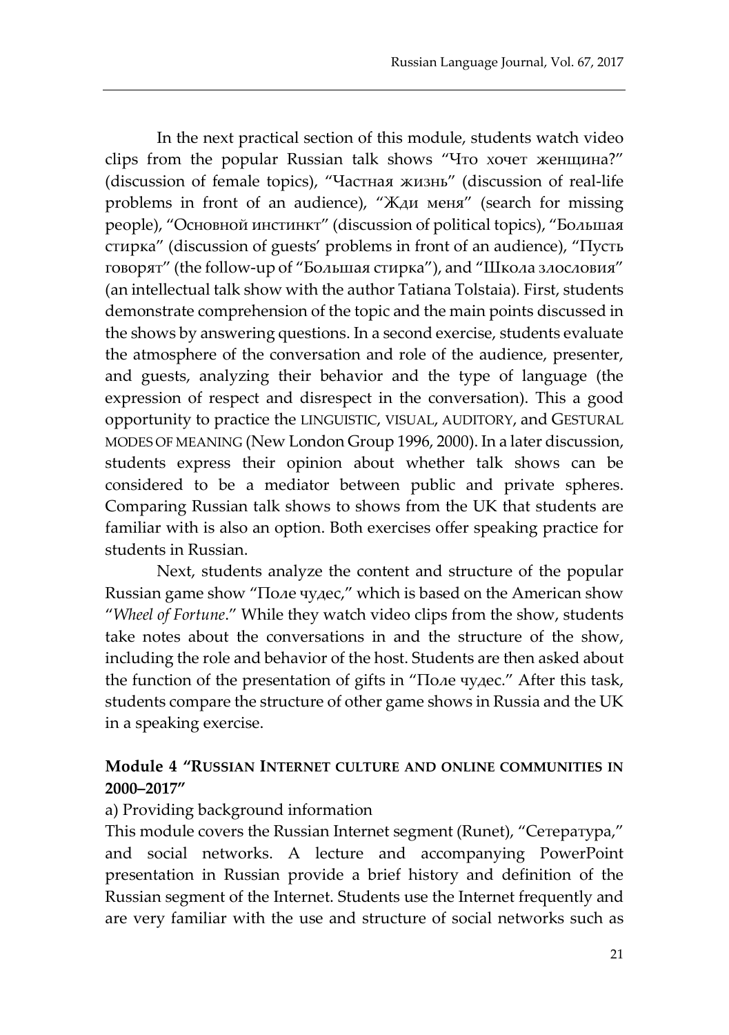In the next practical section of this module, students watch video clips from the popular Russian talk shows "Что хочет женщина?" (discussion of female topics), "Частная жизнь" (discussion of real-life problems in front of an audience), "Жди меня" (search for missing people), "Основной инстинкт" (discussion of political topics), "Большая стирка" (discussion of guests' problems in front of an audience), "Пусть говорят" (the follow-up of "Большая стирка"), and "Школа злословия" (an intellectual talk show with the author Tatiana Tolstaia). First, students demonstrate comprehension of the topic and the main points discussed in the shows by answering questions. In a second exercise, students evaluate the atmosphere of the conversation and role of the audience, presenter, and guests, analyzing their behavior and the type of language (the expression of respect and disrespect in the conversation). This a good opportunity to practice the LINGUISTIC, VISUAL, AUDITORY, and GESTURAL MODES OF MEANING (New London Group 1996, 2000). In a later discussion, students express their opinion about whether talk shows can be considered to be a mediator between public and private spheres. Comparing Russian talk shows to shows from the UK that students are familiar with is also an option. Both exercises offer speaking practice for students in Russian.

Next, students analyze the content and structure of the popular Russian game show "Поле чудес," which is based on the American show "*Wheel of Fortune*." While they watch video clips from the show, students take notes about the conversations in and the structure of the show, including the role and behavior of the host. Students are then asked about the function of the presentation of gifts in "Поле чудес." After this task, students compare the structure of other game shows in Russia and the UK in a speaking exercise.

### Module 4 "Russian Internet culture and online communities in 2000–2017"

a) Providing background information

This module covers the Russian Internet segment (Runet), "Сетература," and social networks. A lecture and accompanying PowerPoint presentation in Russian provide a brief history and definition of the Russian segment of the Internet. Students use the Internet frequently and are very familiar with the use and structure of social networks such as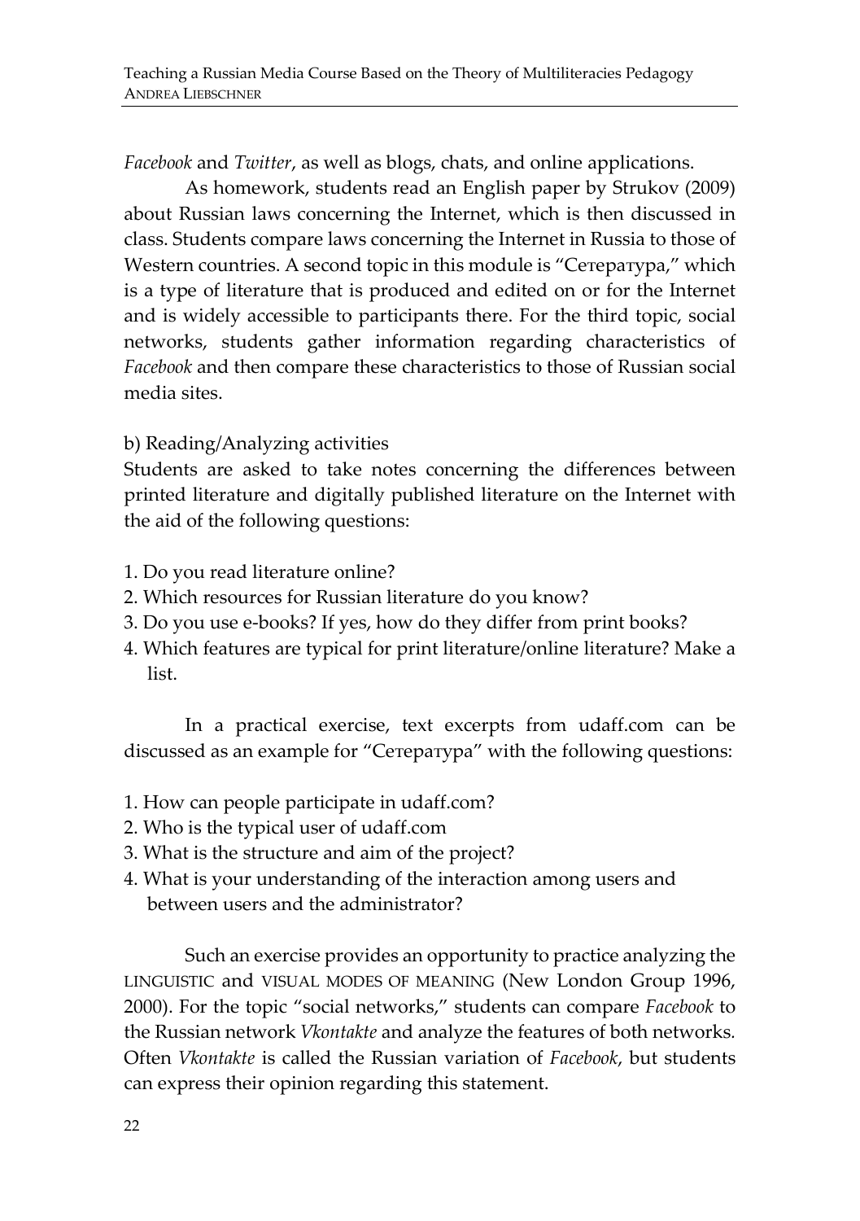*Facebook* and *Twitter*, as well as blogs, chats, and online applications.

As homework, students read an English paper by Strukov (2009) about Russian laws concerning the Internet, which is then discussed in class. Students compare laws concerning the Internet in Russia to those of Western countries. A second topic in this module is "Сетература," which is a type of literature that is produced and edited on or for the Internet and is widely accessible to participants there. For the third topic, social networks, students gather information regarding characteristics of *Facebook* and then compare these characteristics to those of Russian social media sites.

b) Reading/Analyzing activities

Students are asked to take notes concerning the differences between printed literature and digitally published literature on the Internet with the aid of the following questions:

1. Do you read literature online?
2. Which resources for Russian literature do you know?
3. Do you use e-books? If yes, how do they differ from print books?
4. Which features are typical for print literature/online literature? Make a list.

In a practical exercise, text excerpts from udaff.com can be discussed as an example for "Сетература" with the following questions:

1. How can people participate in udaff.com?
2. Who is the typical user of udaff.com
3. What is the structure and aim of the project?
4. What is your understanding of the interaction among users and between users and the administrator?

Such an exercise provides an opportunity to practice analyzing the LINGUISTIC and VISUAL MODES OF MEANING (New London Group 1996, 2000). For the topic "social networks," students can compare *Facebook* to the Russian network *Vkontakte* and analyze the features of both networks. Often *Vkontakte* is called the Russian variation of *Facebook*, but students can express their opinion regarding this statement.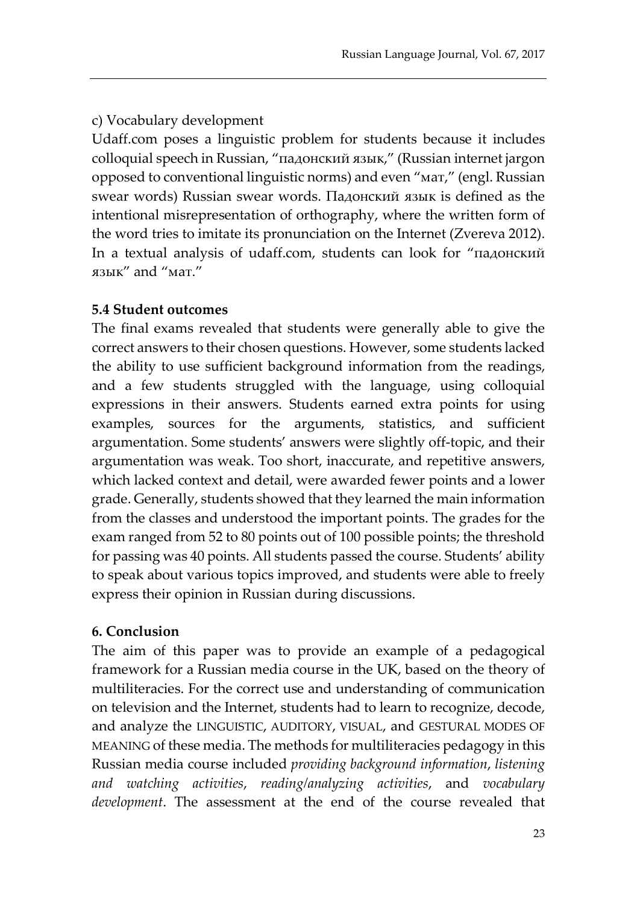c) Vocabulary development

Udaff.com poses a linguistic problem for students because it includes colloquial speech in Russian, "падонский язык," (Russian internet jargon opposed to conventional linguistic norms) and even "мат," (engl. Russian swear words) Russian swear words. Падонский язык is defined as the intentional misrepresentation of orthography, where the written form of the word tries to imitate its pronunciation on the Internet (Zvereva 2012). In a textual analysis of udaff.com, students can look for "падонский язык" and "мат."

### 5.4 Student outcomes

The final exams revealed that students were generally able to give the correct answers to their chosen questions. However, some students lacked the ability to use sufficient background information from the readings, and a few students struggled with the language, using colloquial expressions in their answers. Students earned extra points for using examples, sources for the arguments, statistics, and sufficient argumentation. Some students' answers were slightly off-topic, and their argumentation was weak. Too short, inaccurate, and repetitive answers, which lacked context and detail, were awarded fewer points and a lower grade. Generally, students showed that they learned the main information from the classes and understood the important points. The grades for the exam ranged from 52 to 80 points out of 100 possible points; the threshold for passing was 40 points. All students passed the course. Students' ability to speak about various topics improved, and students were able to freely express their opinion in Russian during discussions.

## 6. Conclusion

The aim of this paper was to provide an example of a pedagogical framework for a Russian media course in the UK, based on the theory of multiliteracies. For the correct use and understanding of communication on television and the Internet, students had to learn to recognize, decode, and analyze the LINGUISTIC, AUDITORY, VISUAL, and GESTURAL MODES OF MEANING of these media. The methods for multiliteracies pedagogy in this Russian media course included *providing background information*, *listening and watching activities*, *reading/analyzing activities*, and *vocabulary development*. The assessment at the end of the course revealed that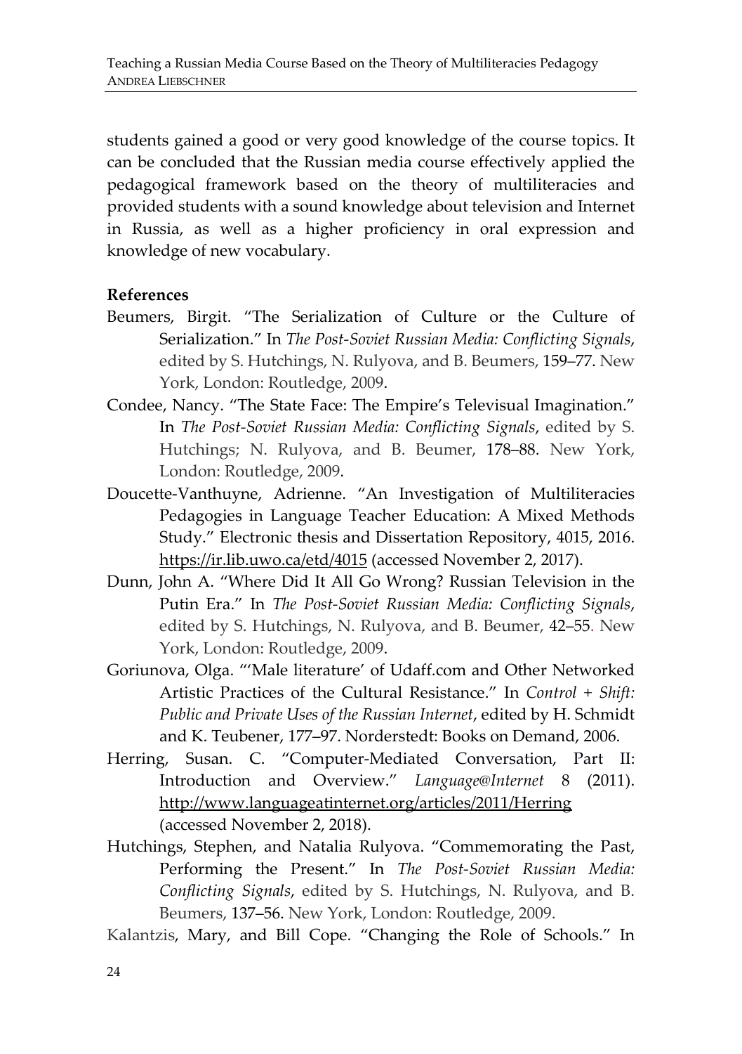students gained a good or very good knowledge of the course topics. It can be concluded that the Russian media course effectively applied the pedagogical framework based on the theory of multiliteracies and provided students with a sound knowledge about television and Internet in Russia, as well as a higher proficiency in oral expression and knowledge of new vocabulary.

**References**

Beumers, Birgit. "The Serialization of Culture or the Culture of Serialization." In *The Post-Soviet Russian Media: Conflicting Signals*, edited by S. Hutchings, N. Rulyova, and B. Beumers, 159–77. New York, London: Routledge, 2009.

Condee, Nancy. "The State Face: The Empire's Televisual Imagination." In *The Post-Soviet Russian Media: Conflicting Signals*, edited by S. Hutchings; N. Rulyova, and B. Beumer, 178–88. New York, London: Routledge, 2009.

Doucette-Vanthuyne, Adrienne. "An Investigation of Multiliteracies Pedagogies in Language Teacher Education: A Mixed Methods Study." Electronic thesis and Dissertation Repository, 4015, 2016. https://ir.lib.uwo.ca/etd/4015 (accessed November 2, 2017).

Dunn, John A. "Where Did It All Go Wrong? Russian Television in the Putin Era." In *The Post-Soviet Russian Media: Conflicting Signals*, edited by S. Hutchings, N. Rulyova, and B. Beumer, 42–55. New York, London: Routledge, 2009.

Goriunova, Olga. "'Male literature' of Udaff.com and Other Networked Artistic Practices of the Cultural Resistance." In *Control + Shift: Public and Private Uses of the Russian Internet*, edited by H. Schmidt and K. Teubener, 177–97. Norderstedt: Books on Demand, 2006.

Herring, Susan. C. "Computer-Mediated Conversation, Part II: Introduction and Overview." *Language@Internet* 8 (2011). http://www.languageatinternet.org/articles/2011/Herring (accessed November 2, 2018).

Hutchings, Stephen, and Natalia Rulyova. "Commemorating the Past, Performing the Present." In *The Post-Soviet Russian Media: Conflicting Signals*, edited by S. Hutchings, N. Rulyova, and B. Beumers, 137–56. New York, London: Routledge, 2009.

Kalantzis, Mary, and Bill Cope. "Changing the Role of Schools." In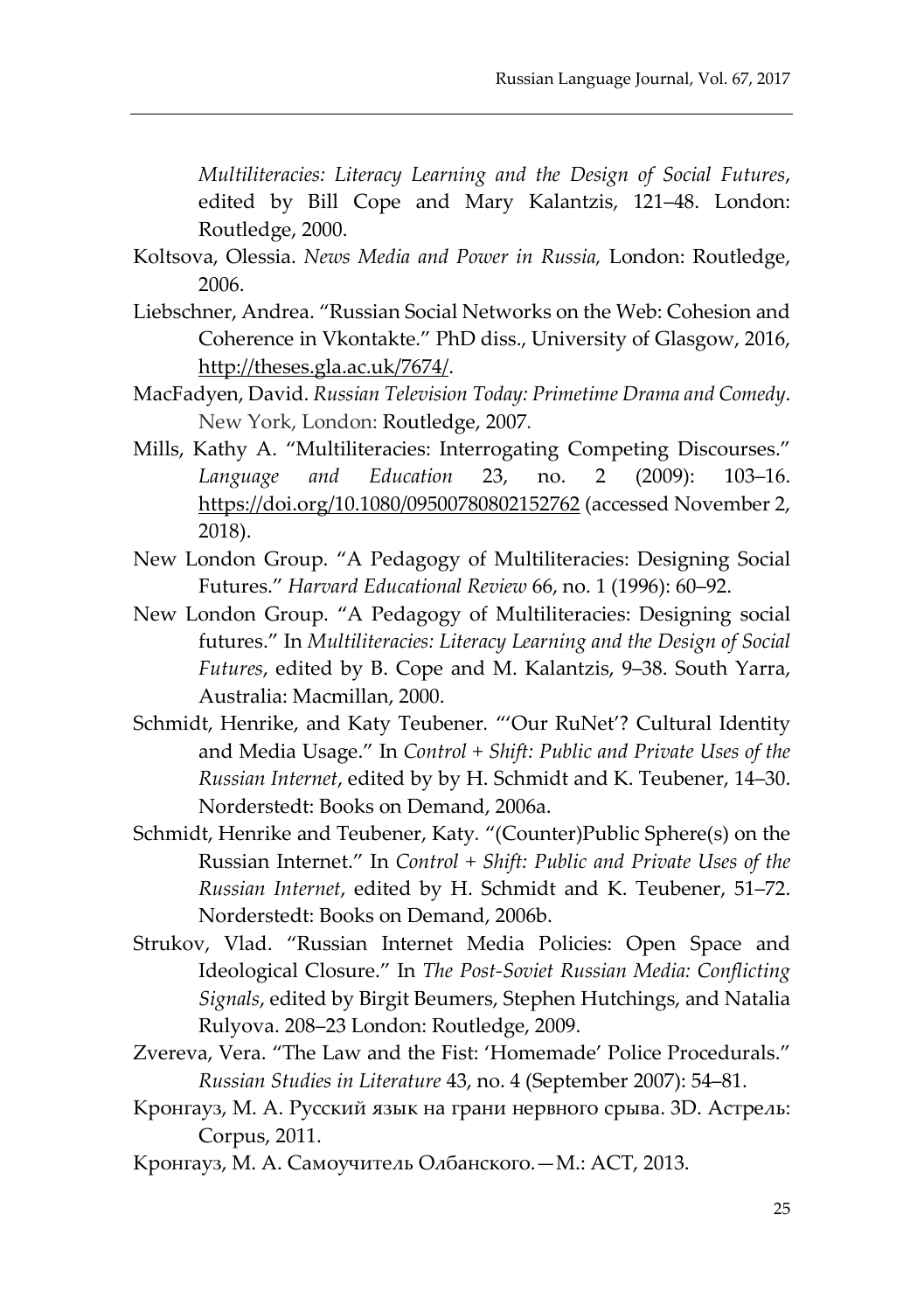*Multiliteracies: Literacy Learning and the Design of Social Futures*, edited by Bill Cope and Mary Kalantzis, 121–48. London: Routledge, 2000.

Koltsova, Olessia. *News Media and Power in Russia,* London: Routledge, 2006.

Liebschner, Andrea. "Russian Social Networks on the Web: Cohesion and Coherence in Vkontakte." PhD diss., University of Glasgow, 2016, http://theses.gla.ac.uk/7674/.

MacFadyen, David. *Russian Television Today: Primetime Drama and Comedy*. New York, London: Routledge, 2007.

Mills, Kathy A. "Multiliteracies: Interrogating Competing Discourses." *Language and Education* 23, no. 2 (2009): 103–16. https://doi.org/10.1080/09500780802152762 (accessed November 2, 2018).

New London Group. "A Pedagogy of Multiliteracies: Designing Social Futures." *Harvard Educational Review* 66, no. 1 (1996): 60–92.

New London Group. "A Pedagogy of Multiliteracies: Designing social futures." In *Multiliteracies: Literacy Learning and the Design of Social Futures*, edited by B. Cope and M. Kalantzis, 9–38. South Yarra, Australia: Macmillan, 2000.

Schmidt, Henrike, and Katy Teubener. "'Our RuNet'? Cultural Identity and Media Usage." In *Control + Shift: Public and Private Uses of the Russian Internet*, edited by by H. Schmidt and K. Teubener, 14–30. Norderstedt: Books on Demand, 2006a.

Schmidt, Henrike and Teubener, Katy. "(Counter)Public Sphere(s) on the Russian Internet." In *Control + Shift: Public and Private Uses of the Russian Internet*, edited by H. Schmidt and K. Teubener, 51–72. Norderstedt: Books on Demand, 2006b.

Strukov, Vlad. "Russian Internet Media Policies: Open Space and Ideological Closure." In *The Post-Soviet Russian Media: Conflicting Signals*, edited by Birgit Beumers, Stephen Hutchings, and Natalia Rulyova. 208–23 London: Routledge, 2009.

Zvereva, Vera. "The Law and the Fist: 'Homemade' Police Procedurals." *Russian Studies in Literature* 43, no. 4 (September 2007): 54–81.

Кронгауз, М. А. Русский язык на грани нервного срыва. 3D. Астрель: Corpus, 2011.

Кронгауз, М. А. Самоучитель Олбанского.—М.: АСТ, 2013.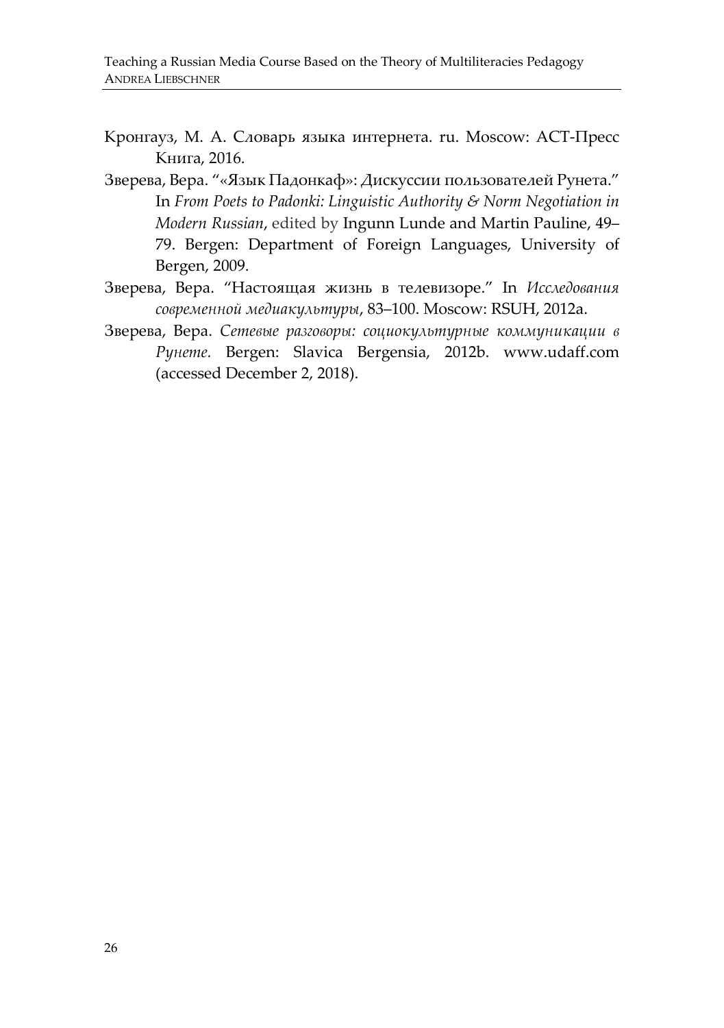Кронгауз, М. А. Словарь языка интернета. ru. Moscow: АСТ-Пресс Книга, 2016.

Зверева, Вера. "«Язык Падонкаф»: Дискуссии пользователей Рунета." In *From Poets to Padonki: Linguistic Authority & Norm Negotiation in Modern Russian*, edited by Ingunn Lunde and Martin Pauline, 49–79. Bergen: Department of Foreign Languages, University of Bergen, 2009.

Зверева, Вера. "Настоящая жизнь в телевизоре." In *Исследования современной медиакультуры*, 83–100. Moscow: RSUH, 2012a.

Зверева, Вера. *Сетевые разговоры: социокультурные коммуникации в Рунете*. Bergen: Slavica Bergensia, 2012b. www.udaff.com (accessed December 2, 2018).